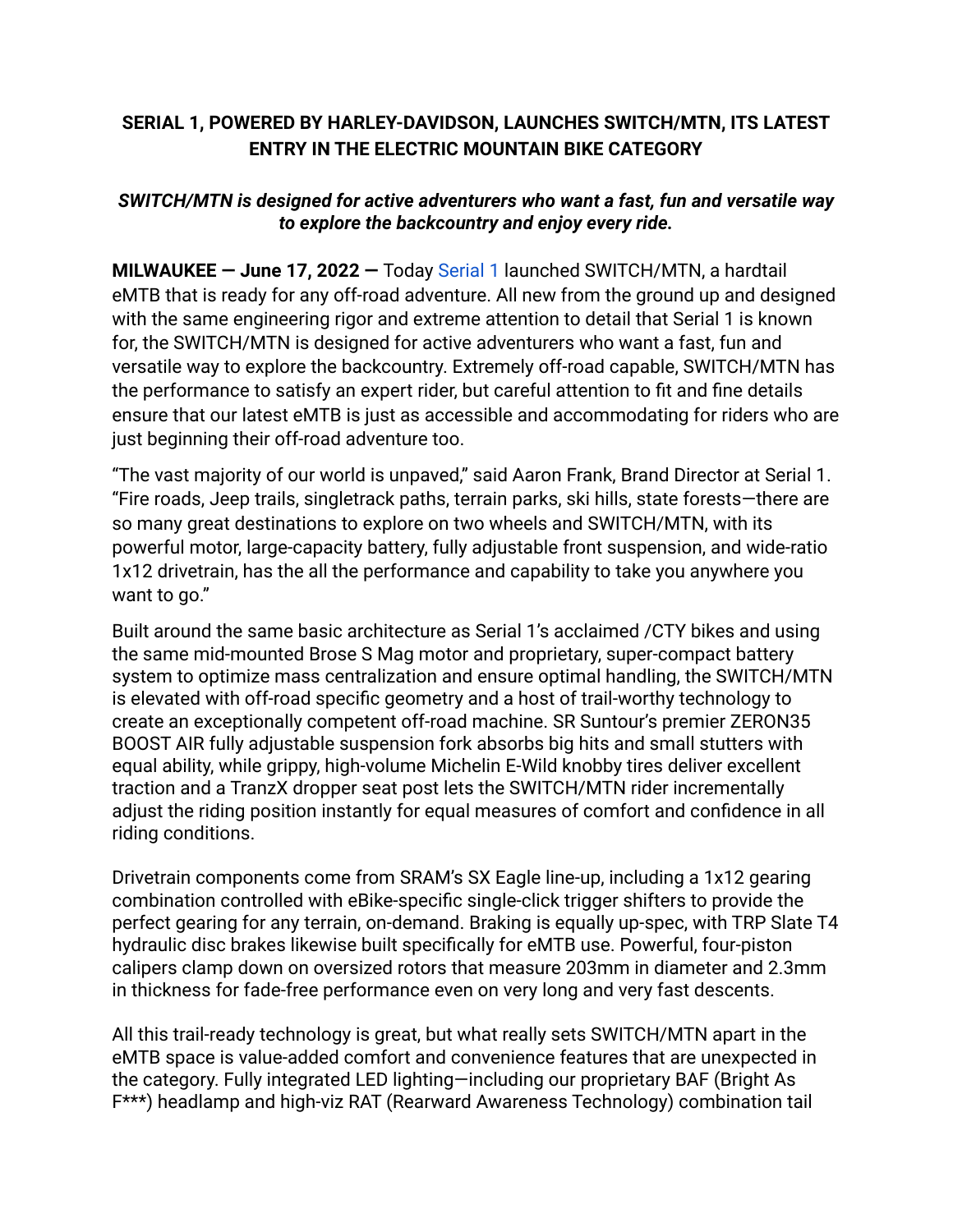**SERIAL 1, POWERED BY HARLEY-DAVIDSON, LAUNCHES SWITCH/MTN, ITS LATEST ENTRY IN THE ELECTRIC MOUNTAIN BIKE CATEGORY**

***SWITCH/MTN is designed for active adventurers who want a fast, fun and versatile way to explore the backcountry and enjoy every ride.***

**MILWAUKEE — June 17, 2022 —** Today Serial 1 launched SWITCH/MTN, a hardtail eMTB that is ready for any off-road adventure. All new from the ground up and designed with the same engineering rigor and extreme attention to detail that Serial 1 is known for, the SWITCH/MTN is designed for active adventurers who want a fast, fun and versatile way to explore the backcountry. Extremely off-road capable, SWITCH/MTN has the performance to satisfy an expert rider, but careful attention to fit and fine details ensure that our latest eMTB is just as accessible and accommodating for riders who are just beginning their off-road adventure too.

"The vast majority of our world is unpaved," said Aaron Frank, Brand Director at Serial 1. "Fire roads, Jeep trails, singletrack paths, terrain parks, ski hills, state forests—there are so many great destinations to explore on two wheels and SWITCH/MTN, with its powerful motor, large-capacity battery, fully adjustable front suspension, and wide-ratio 1x12 drivetrain, has the all the performance and capability to take you anywhere you want to go."

Built around the same basic architecture as Serial 1's acclaimed /CTY bikes and using the same mid-mounted Brose S Mag motor and proprietary, super-compact battery system to optimize mass centralization and ensure optimal handling, the SWITCH/MTN is elevated with off-road specific geometry and a host of trail-worthy technology to create an exceptionally competent off-road machine. SR Suntour's premier ZERON35 BOOST AIR fully adjustable suspension fork absorbs big hits and small stutters with equal ability, while grippy, high-volume Michelin E-Wild knobby tires deliver excellent traction and a TranzX dropper seat post lets the SWITCH/MTN rider incrementally adjust the riding position instantly for equal measures of comfort and confidence in all riding conditions.

Drivetrain components come from SRAM's SX Eagle line-up, including a 1x12 gearing combination controlled with eBike-specific single-click trigger shifters to provide the perfect gearing for any terrain, on-demand. Braking is equally up-spec, with TRP Slate T4 hydraulic disc brakes likewise built specifically for eMTB use. Powerful, four-piston calipers clamp down on oversized rotors that measure 203mm in diameter and 2.3mm in thickness for fade-free performance even on very long and very fast descents.

All this trail-ready technology is great, but what really sets SWITCH/MTN apart in the eMTB space is value-added comfort and convenience features that are unexpected in the category. Fully integrated LED lighting—including our proprietary BAF (Bright As F***) headlamp and high-viz RAT (Rearward Awareness Technology) combination tail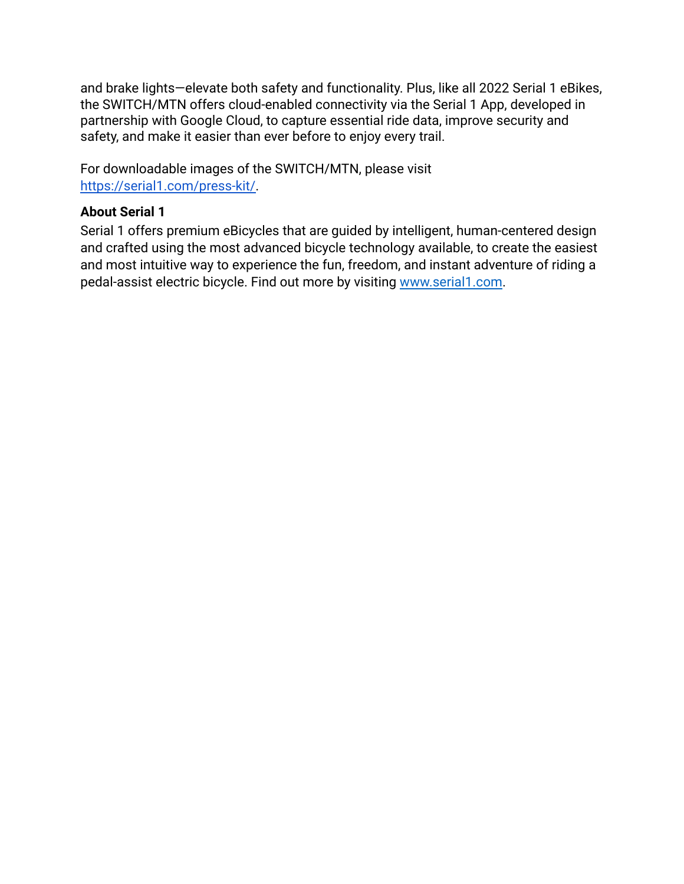and brake lights—elevate both safety and functionality. Plus, like all 2022 Serial 1 eBikes, the SWITCH/MTN offers cloud-enabled connectivity via the Serial 1 App, developed in partnership with Google Cloud, to capture essential ride data, improve security and safety, and make it easier than ever before to enjoy every trail.

For downloadable images of the SWITCH/MTN, please visit [https://serial1.com/press-kit/](https://serial1.com/press-kit/).

**About Serial 1**
Serial 1 offers premium eBicycles that are guided by intelligent, human-centered design and crafted using the most advanced bicycle technology available, to create the easiest and most intuitive way to experience the fun, freedom, and instant adventure of riding a pedal-assist electric bicycle. Find out more by visiting [www.serial1.com](http://www.serial1.com).